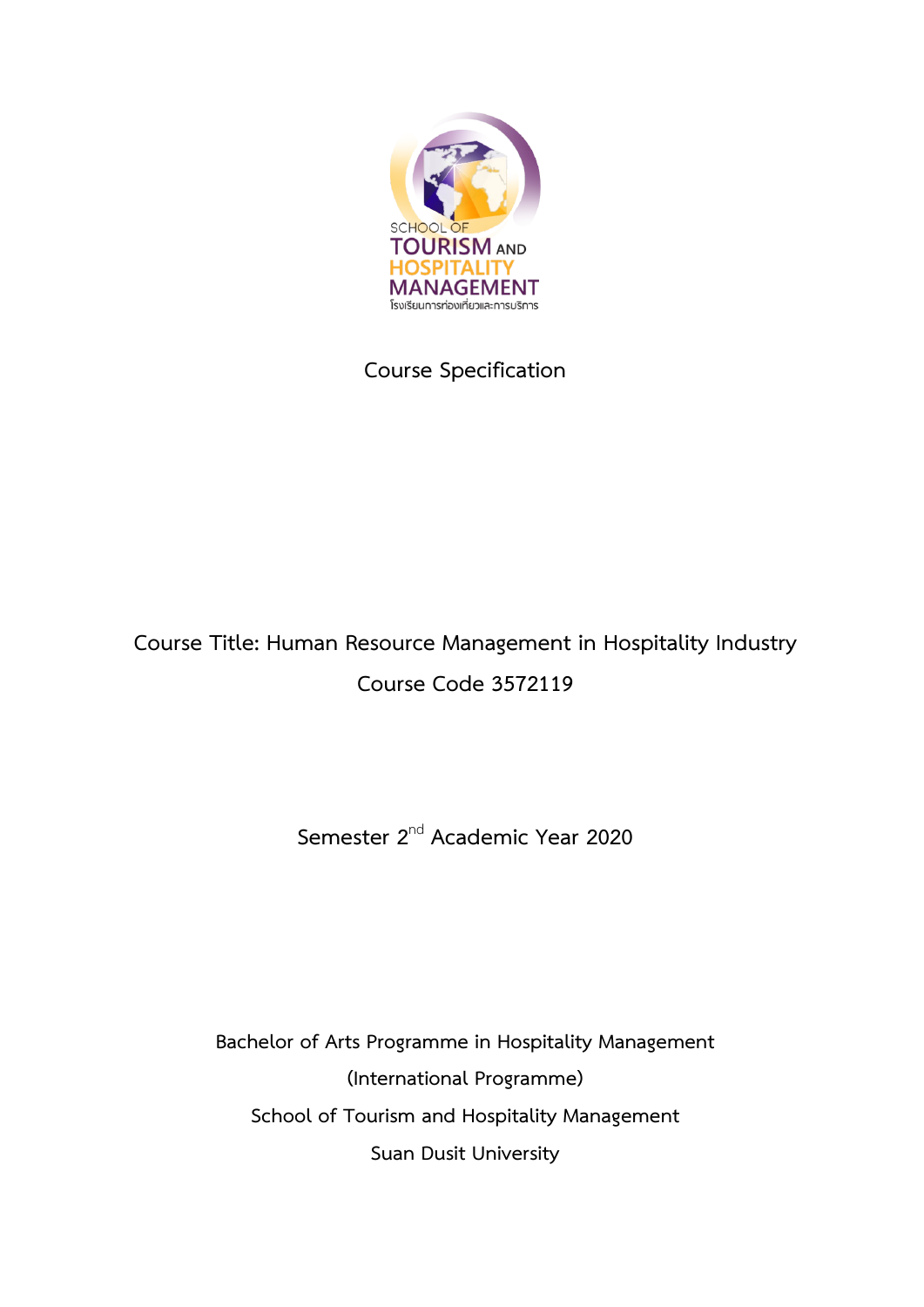SCHOOL OF TOURISM AND HOSPITALITY MANAGEMENT

โรงเรียนการท่องเที่ยวและการบริการ

# Course Specification

**Course Title: Human Resource Management in Hospitality Industry**

**Course Code 3572119**

Semester 2nd Academic Year 2020

Bachelor of Arts Programme in Hospitality Management

(International Programme)

School of Tourism and Hospitality Management

Suan Dusit University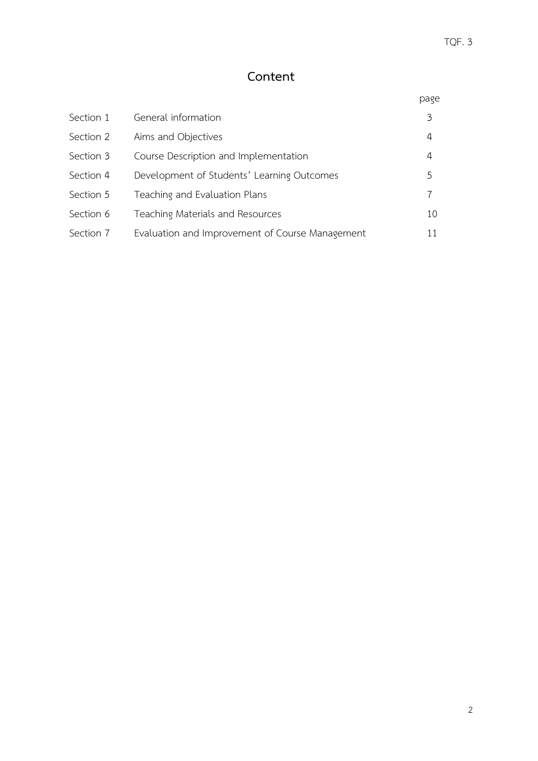# Content

| | | page |
|---|---|---|
| Section 1 | General information | 3 |
| Section 2 | Aims and Objectives | 4 |
| Section 3 | Course Description and Implementation | 4 |
| Section 4 | Development of Students' Learning Outcomes | 5 |
| Section 5 | Teaching and Evaluation Plans | 7 |
| Section 6 | Teaching Materials and Resources | 10 |
| Section 7 | Evaluation and Improvement of Course Management | 11 |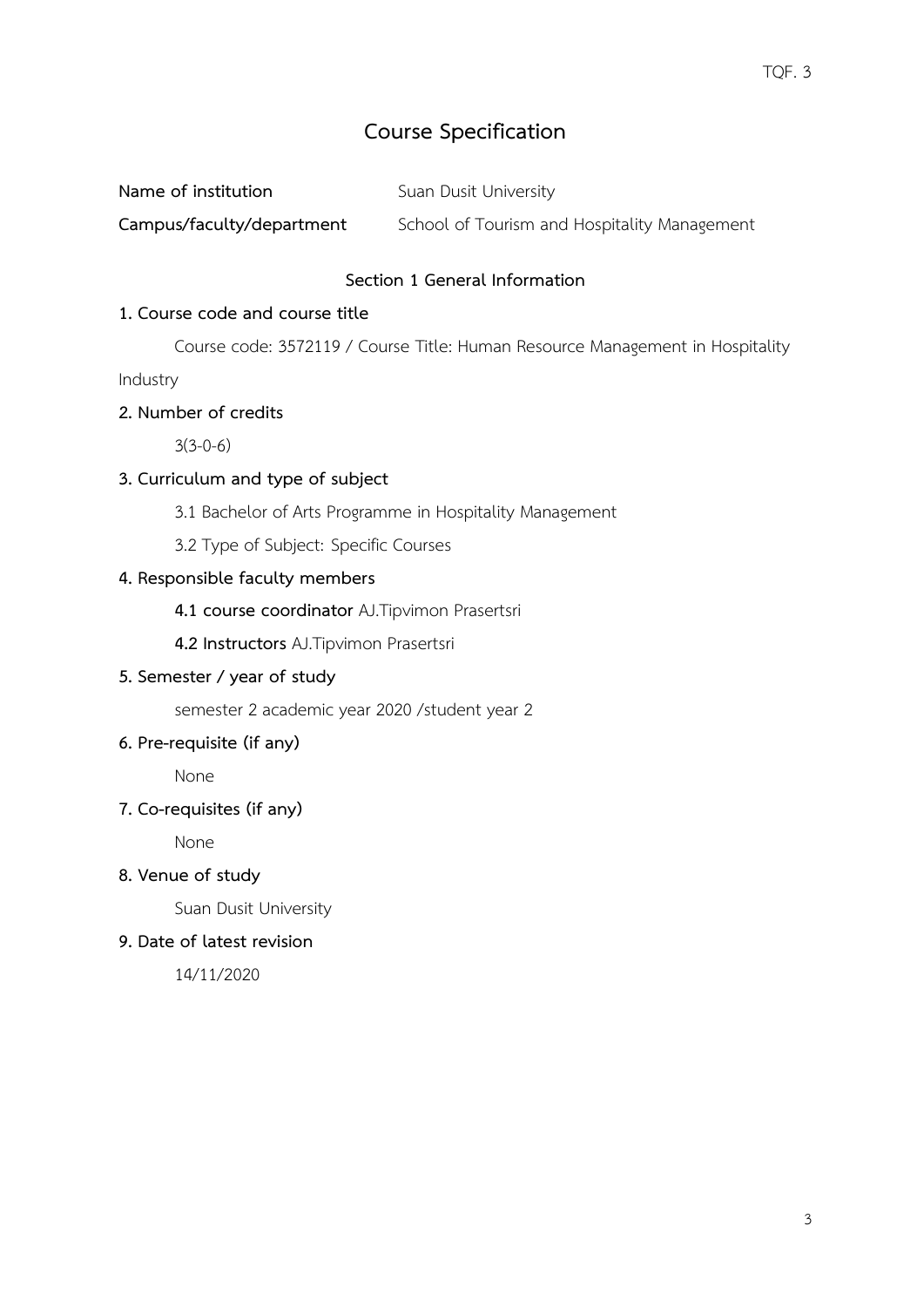# Course Specification

**Name of institution** Suan Dusit University

**Campus/faculty/department** School of Tourism and Hospitality Management

## Section 1 General Information

**1. Course code and course title**

Course code: 3572119 / Course Title: Human Resource Management in Hospitality Industry

**2. Number of credits**

3(3-0-6)

**3. Curriculum and type of subject**

3.1 Bachelor of Arts Programme in Hospitality Management

3.2 Type of Subject: Specific Courses

**4. Responsible faculty members**

**4.1 course coordinator** AJ.Tipvimon Prasertsri

**4.2 Instructors** AJ.Tipvimon Prasertsri

**5. Semester / year of study**

semester 2 academic year 2020 /student year 2

**6. Pre-requisite (if any)**

None

**7. Co-requisites (if any)**

None

**8. Venue of study**

Suan Dusit University

**9. Date of latest revision**

14/11/2020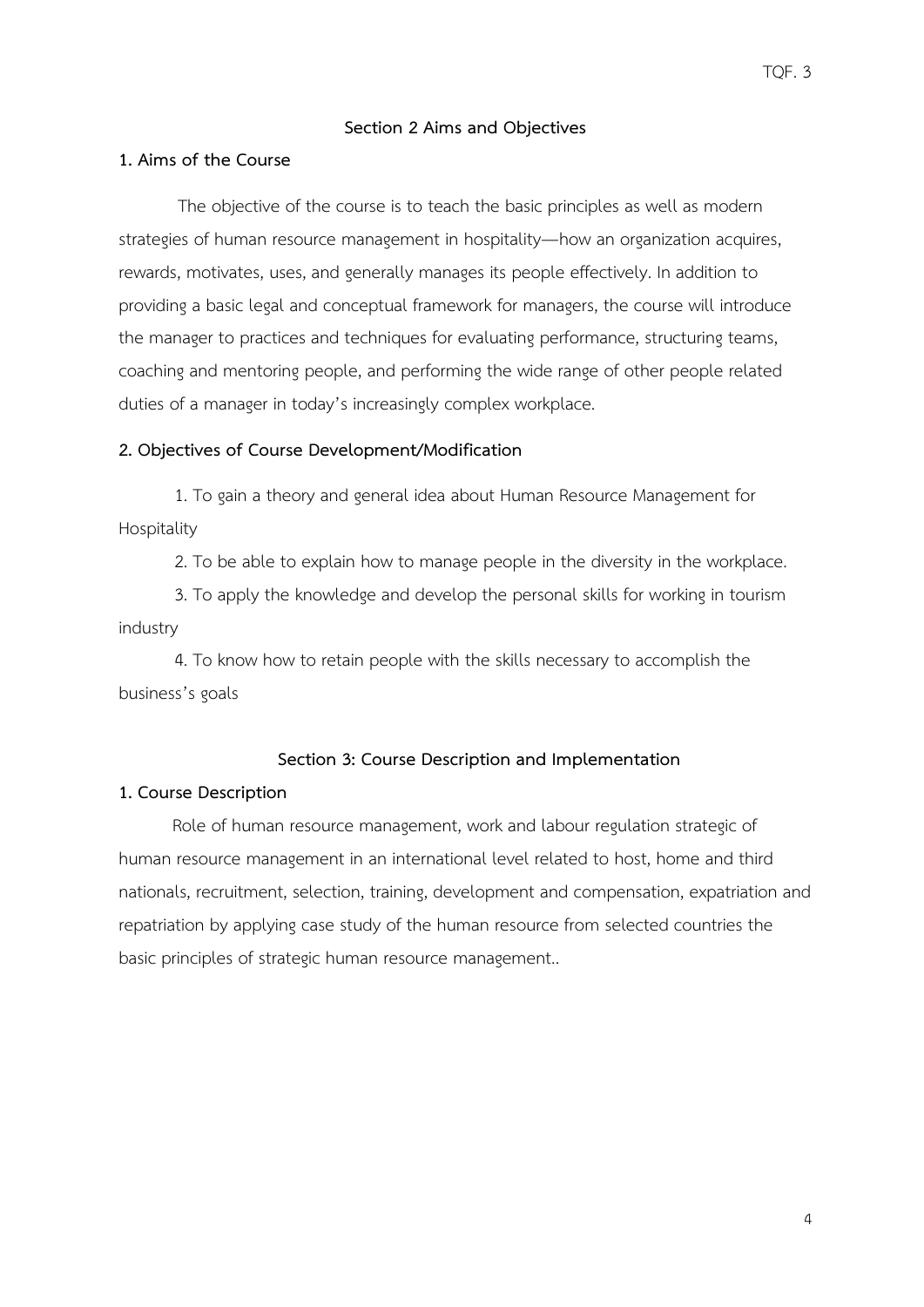## Section 2 Aims and Objectives

### 1. Aims of the Course

The objective of the course is to teach the basic principles as well as modern strategies of human resource management in hospitality—how an organization acquires, rewards, motivates, uses, and generally manages its people effectively. In addition to providing a basic legal and conceptual framework for managers, the course will introduce the manager to practices and techniques for evaluating performance, structuring teams, coaching and mentoring people, and performing the wide range of other people related duties of a manager in today's increasingly complex workplace.

### 2. Objectives of Course Development/Modification

1. To gain a theory and general idea about Human Resource Management for Hospitality
2. To be able to explain how to manage people in the diversity in the workplace.
3. To apply the knowledge and develop the personal skills for working in tourism industry
4. To know how to retain people with the skills necessary to accomplish the business's goals

## Section 3: Course Description and Implementation

### 1. Course Description

Role of human resource management, work and labour regulation strategic of human resource management in an international level related to host, home and third nationals, recruitment, selection, training, development and compensation, expatriation and repatriation by applying case study of the human resource from selected countries the basic principles of strategic human resource management..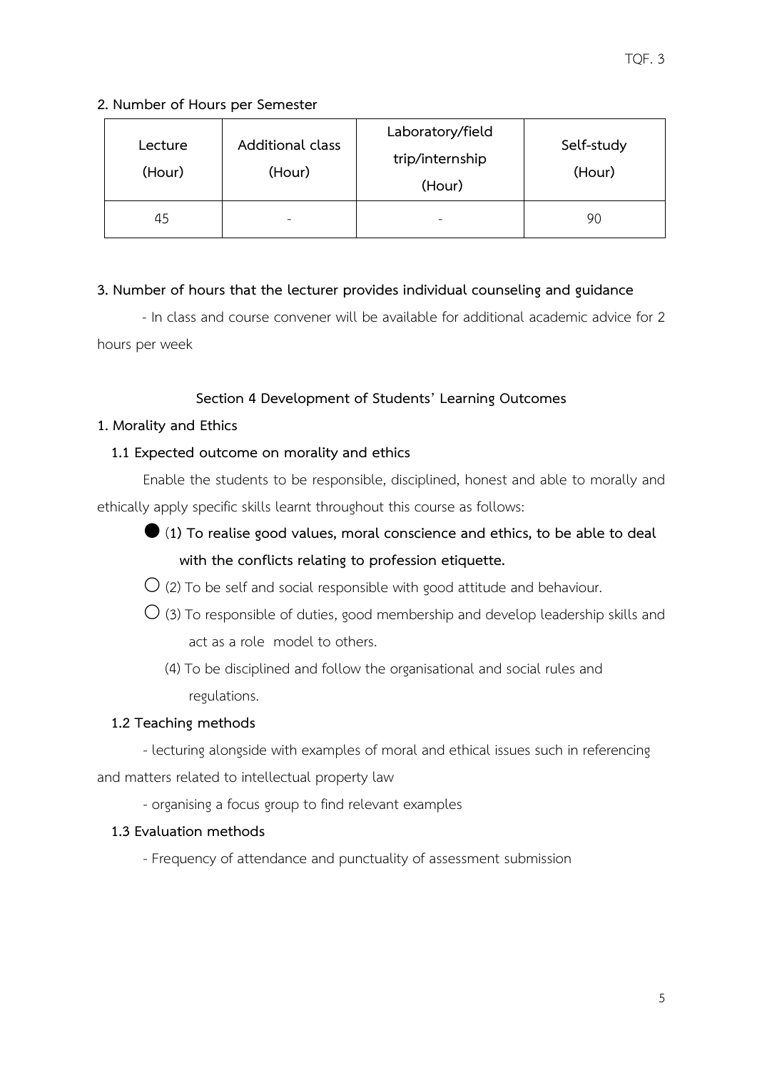**2. Number of Hours per Semester**

| Lecture (Hour) | Additional class (Hour) | Laboratory/field trip/internship (Hour) | Self-study (Hour) |
|---|---|---|---|
| 45 | - | - | 90 |

**3. Number of hours that the lecturer provides individual counseling and guidance**

- In class and course convener will be available for additional academic advice for 2 hours per week

## Section 4 Development of Students' Learning Outcomes

### 1. Morality and Ethics

#### 1.1 Expected outcome on morality and ethics

Enable the students to be responsible, disciplined, honest and able to morally and ethically apply specific skills learnt throughout this course as follows:

● **(1) To realise good values, moral conscience and ethics, to be able to deal with the conflicts relating to profession etiquette.**

○ (2) To be self and social responsible with good attitude and behaviour.

○ (3) To responsible of duties, good membership and develop leadership skills and act as a role model to others.

(4) To be disciplined and follow the organisational and social rules and regulations.

#### 1.2 Teaching methods

- lecturing alongside with examples of moral and ethical issues such in referencing and matters related to intellectual property law
- organising a focus group to find relevant examples

#### 1.3 Evaluation methods

- Frequency of attendance and punctuality of assessment submission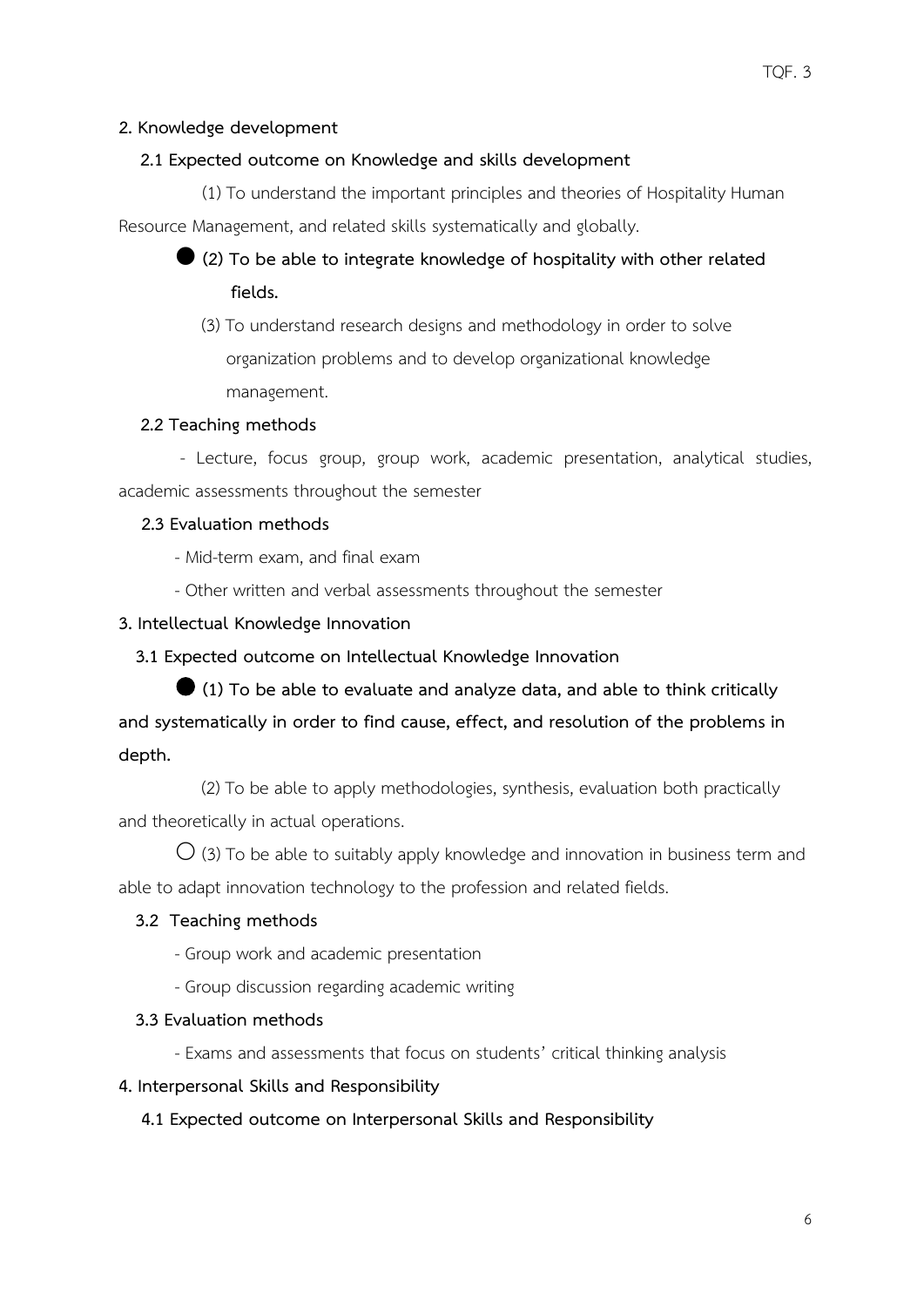**2. Knowledge development**

**2.1 Expected outcome on Knowledge and skills development**

(1) To understand the important principles and theories of Hospitality Human Resource Management, and related skills systematically and globally.

● **(2) To be able to integrate knowledge of hospitality with other related fields.**

(3) To understand research designs and methodology in order to solve organization problems and to develop organizational knowledge management.

**2.2 Teaching methods**

- Lecture, focus group, group work, academic presentation, analytical studies, academic assessments throughout the semester

**2.3 Evaluation methods**

- Mid-term exam, and final exam
- Other written and verbal assessments throughout the semester

**3. Intellectual Knowledge Innovation**

**3.1 Expected outcome on Intellectual Knowledge Innovation**

● **(1) To be able to evaluate and analyze data, and able to think critically and systematically in order to find cause, effect, and resolution of the problems in depth.**

(2) To be able to apply methodologies, synthesis, evaluation both practically and theoretically in actual operations.

○ (3) To be able to suitably apply knowledge and innovation in business term and able to adapt innovation technology to the profession and related fields.

**3.2 Teaching methods**

- Group work and academic presentation
- Group discussion regarding academic writing

**3.3 Evaluation methods**

- Exams and assessments that focus on students' critical thinking analysis

**4. Interpersonal Skills and Responsibility**

**4.1 Expected outcome on Interpersonal Skills and Responsibility**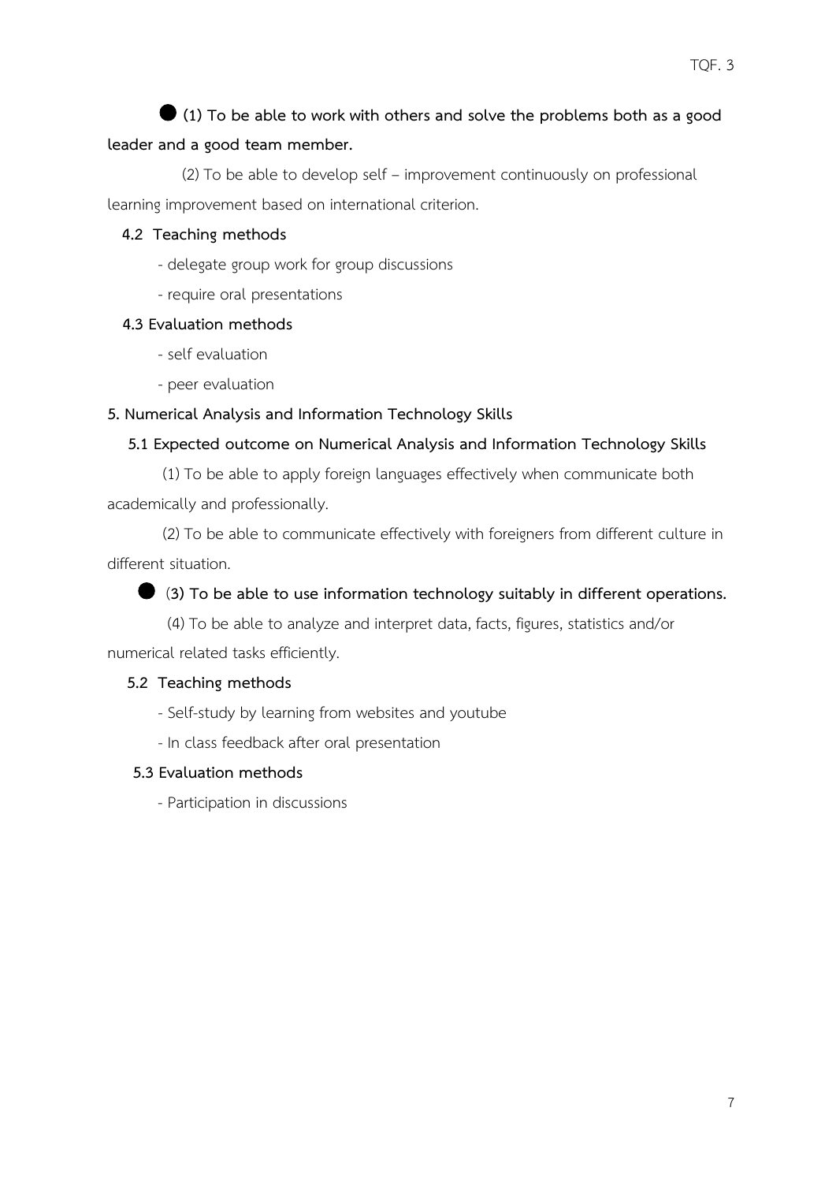● **(1) To be able to work with others and solve the problems both as a good leader and a good team member.**

(2) To be able to develop self – improvement continuously on professional learning improvement based on international criterion.

**4.2 Teaching methods**

- delegate group work for group discussions
- require oral presentations

**4.3 Evaluation methods**

- self evaluation
- peer evaluation

**5. Numerical Analysis and Information Technology Skills**

**5.1 Expected outcome on Numerical Analysis and Information Technology Skills**

(1) To be able to apply foreign languages effectively when communicate both academically and professionally.

(2) To be able to communicate effectively with foreigners from different culture in different situation.

● **(3) To be able to use information technology suitably in different operations.**

(4) To be able to analyze and interpret data, facts, figures, statistics and/or numerical related tasks efficiently.

**5.2 Teaching methods**

- Self-study by learning from websites and youtube
- In class feedback after oral presentation

**5.3 Evaluation methods**

- Participation in discussions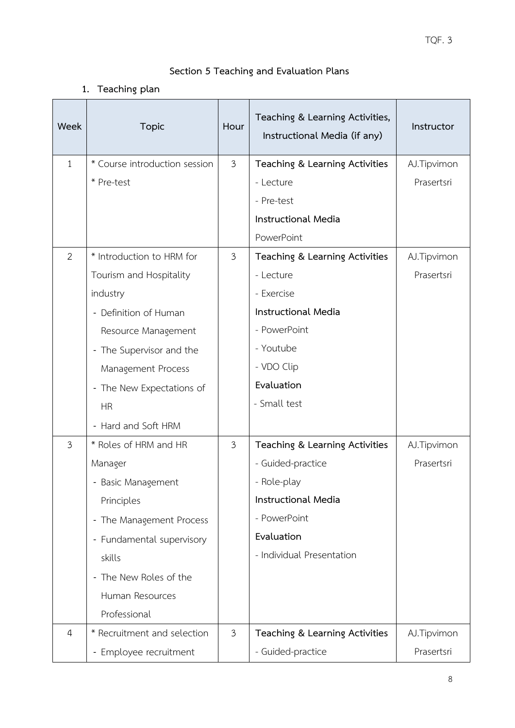## Section 5 Teaching and Evaluation Plans

### 1. Teaching plan

| Week | Topic | Hour | Teaching & Learning Activities, Instructional Media (if any) | Instructor |
|---|---|---|---|---|
| 1 | * Course introduction session<br>* Pre-test | 3 | **Teaching & Learning Activities**<br>- Lecture<br>- Pre-test<br>**Instructional Media**<br>PowerPoint | AJ.Tipvimon Prasertsri |
| 2 | * Introduction to HRM for Tourism and Hospitality industry<br>- Definition of Human Resource Management<br>- The Supervisor and the Management Process<br>- The New Expectations of HR<br>- Hard and Soft HRM | 3 | **Teaching & Learning Activities**<br>- Lecture<br>- Exercise<br>**Instructional Media**<br>- PowerPoint<br>- Youtube<br>- VDO Clip<br>**Evaluation**<br>- Small test | AJ.Tipvimon Prasertsri |
| 3 | * Roles of HRM and HR Manager<br>- Basic Management Principles<br>- The Management Process<br>- Fundamental supervisory skills<br>- The New Roles of the Human Resources Professional | 3 | **Teaching & Learning Activities**<br>- Guided-practice<br>- Role-play<br>**Instructional Media**<br>- PowerPoint<br>**Evaluation**<br>- Individual Presentation | AJ.Tipvimon Prasertsri |
| 4 | * Recruitment and selection<br>- Employee recruitment | 3 | **Teaching & Learning Activities**<br>- Guided-practice | AJ.Tipvimon Prasertsri |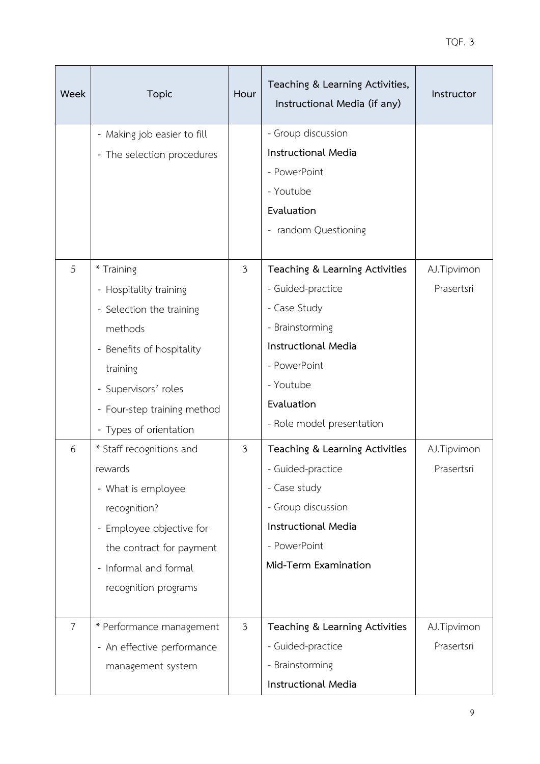| Week | Topic | Hour | Teaching & Learning Activities, Instructional Media (if any) | Instructor |
|---|---|---|---|---|
| | - Making job easier to fill<br>- The selection procedures | | - Group discussion<br>**Instructional Media**<br>- PowerPoint<br>- Youtube<br>**Evaluation**<br>- random Questioning | |
| 5 | * Training<br>- Hospitality training<br>- Selection the training methods<br>- Benefits of hospitality training<br>- Supervisors' roles<br>- Four-step training method<br>- Types of orientation | 3 | **Teaching & Learning Activities**<br>- Guided-practice<br>- Case Study<br>- Brainstorming<br>**Instructional Media**<br>- PowerPoint<br>- Youtube<br>**Evaluation**<br>- Role model presentation | AJ.Tipvimon Prasertsri |
| 6 | * Staff recognitions and rewards<br>- What is employee recognition?<br>- Employee objective for the contract for payment<br>- Informal and formal recognition programs | 3 | **Teaching & Learning Activities**<br>- Guided-practice<br>- Case study<br>- Group discussion<br>**Instructional Media**<br>- PowerPoint<br>**Mid-Term Examination** | AJ.Tipvimon Prasertsri |
| 7 | * Performance management<br>- An effective performance management system | 3 | **Teaching & Learning Activities**<br>- Guided-practice<br>- Brainstorming<br>**Instructional Media** | AJ.Tipvimon Prasertsri |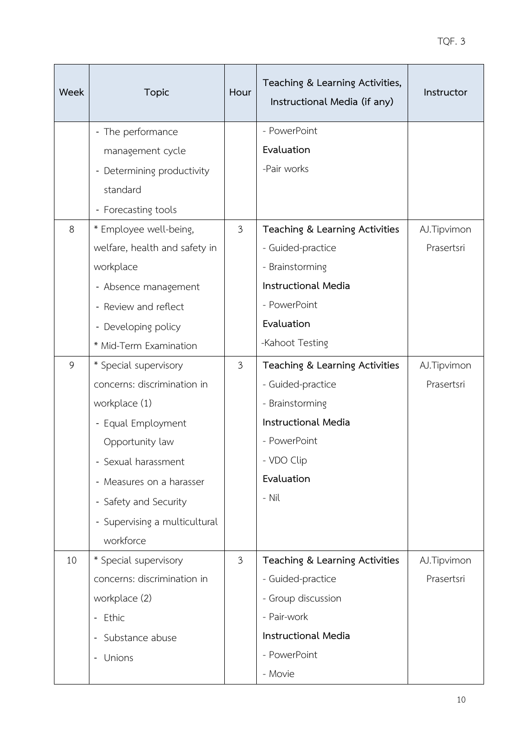| Week | Topic | Hour | Teaching & Learning Activities, Instructional Media (if any) | Instructor |
|---|---|---|---|---|
| | - The performance management cycle<br>- Determining productivity standard<br>- Forecasting tools | | - PowerPoint<br>**Evaluation**<br>-Pair works | |
| 8 | * Employee well-being, welfare, health and safety in workplace<br>- Absence management<br>- Review and reflect<br>- Developing policy<br>* Mid-Term Examination | 3 | **Teaching & Learning Activities**<br>- Guided-practice<br>- Brainstorming<br>**Instructional Media**<br>- PowerPoint<br>**Evaluation**<br>-Kahoot Testing | AJ.Tipvimon Prasertsri |
| 9 | * Special supervisory concerns: discrimination in workplace (1)<br>- Equal Employment Opportunity law<br>- Sexual harassment<br>- Measures on a harasser<br>- Safety and Security<br>- Supervising a multicultural workforce | 3 | **Teaching & Learning Activities**<br>- Guided-practice<br>- Brainstorming<br>**Instructional Media**<br>- PowerPoint<br>- VDO Clip<br>**Evaluation**<br>- Nil | AJ.Tipvimon Prasertsri |
| 10 | * Special supervisory concerns: discrimination in workplace (2)<br>- Ethic<br>- Substance abuse<br>- Unions | 3 | **Teaching & Learning Activities**<br>- Guided-practice<br>- Group discussion<br>- Pair-work<br>**Instructional Media**<br>- PowerPoint<br>- Movie | AJ.Tipvimon Prasertsri |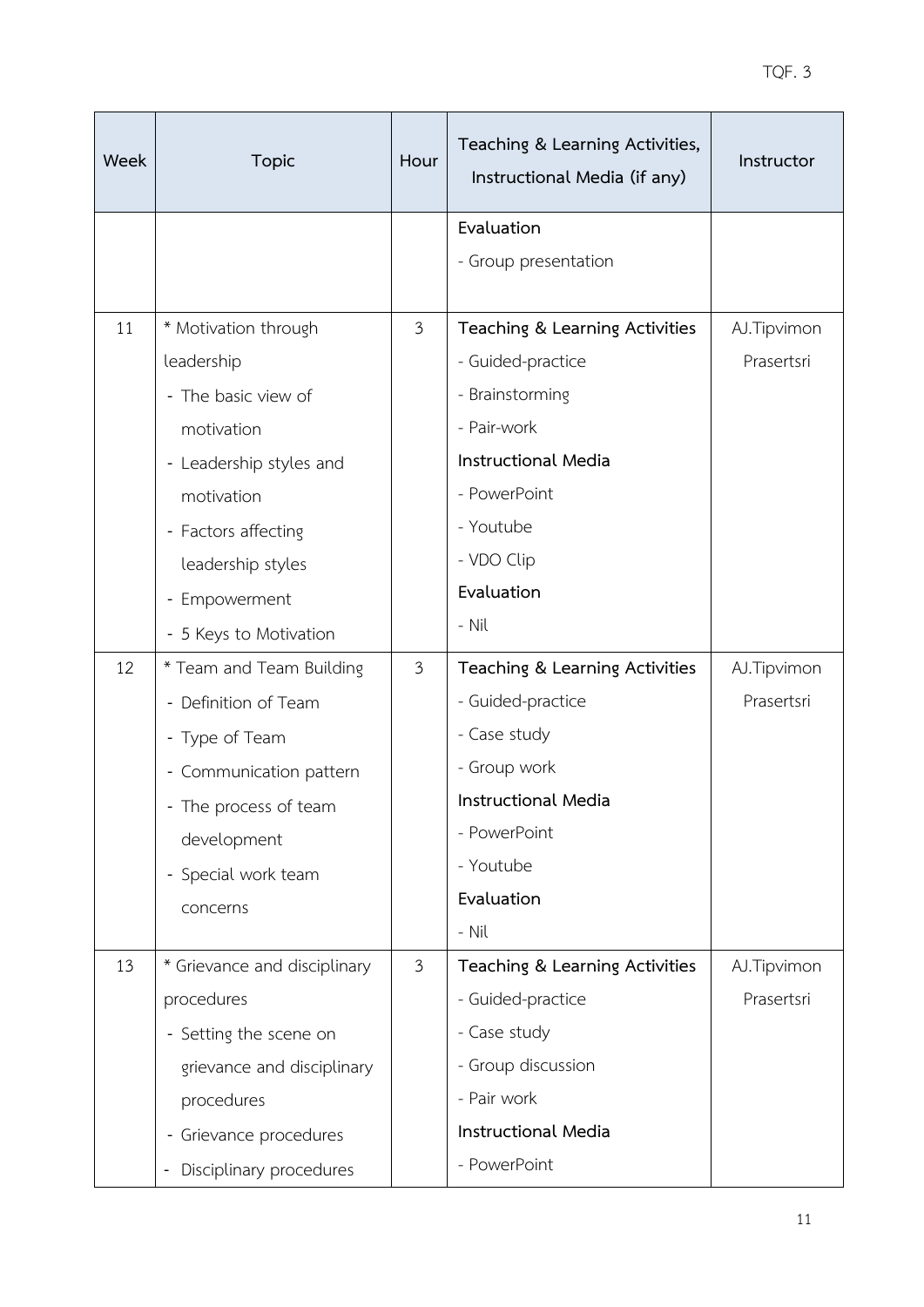| Week | Topic | Hour | Teaching & Learning Activities, Instructional Media (if any) | Instructor |
|---|---|---|---|---|
| | | | **Evaluation**<br>- Group presentation | |
| 11 | * Motivation through leadership<br>- The basic view of motivation<br>- Leadership styles and motivation<br>- Factors affecting leadership styles<br>- Empowerment<br>- 5 Keys to Motivation | 3 | **Teaching & Learning Activities**<br>- Guided-practice<br>- Brainstorming<br>- Pair-work<br>**Instructional Media**<br>- PowerPoint<br>- Youtube<br>- VDO Clip<br>**Evaluation**<br>- Nil | AJ.Tipvimon Prasertsri |
| 12 | * Team and Team Building<br>- Definition of Team<br>- Type of Team<br>- Communication pattern<br>- The process of team development<br>- Special work team concerns | 3 | **Teaching & Learning Activities**<br>- Guided-practice<br>- Case study<br>- Group work<br>**Instructional Media**<br>- PowerPoint<br>- Youtube<br>**Evaluation**<br>- Nil | AJ.Tipvimon Prasertsri |
| 13 | * Grievance and disciplinary procedures<br>- Setting the scene on grievance and disciplinary procedures<br>- Grievance procedures<br>- Disciplinary procedures | 3 | **Teaching & Learning Activities**<br>- Guided-practice<br>- Case study<br>- Group discussion<br>- Pair work<br>**Instructional Media**<br>- PowerPoint | AJ.Tipvimon Prasertsri |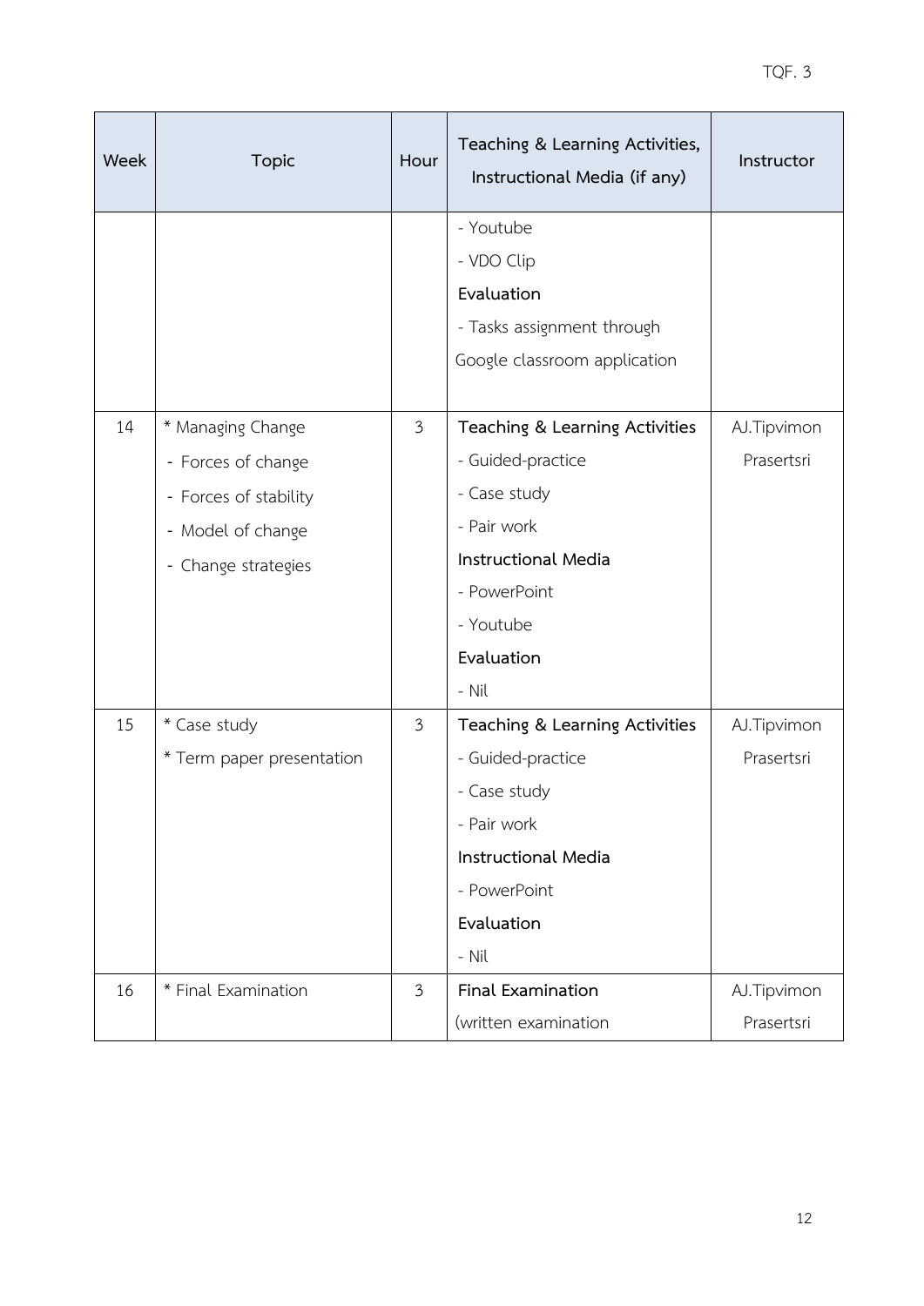| Week | Topic | Hour | Teaching & Learning Activities, Instructional Media (if any) | Instructor |
|---|---|---|---|---|
| | | | - Youtube<br>- VDO Clip<br>**Evaluation**<br>- Tasks assignment through Google classroom application | |
| 14 | * Managing Change<br>- Forces of change<br>- Forces of stability<br>- Model of change<br>- Change strategies | 3 | **Teaching & Learning Activities**<br>- Guided-practice<br>- Case study<br>- Pair work<br>**Instructional Media**<br>- PowerPoint<br>- Youtube<br>**Evaluation**<br>- Nil | AJ.Tipvimon Prasertsri |
| 15 | * Case study<br>* Term paper presentation | 3 | **Teaching & Learning Activities**<br>- Guided-practice<br>- Case study<br>- Pair work<br>**Instructional Media**<br>- PowerPoint<br>**Evaluation**<br>- Nil | AJ.Tipvimon Prasertsri |
| 16 | * Final Examination | 3 | **Final Examination**<br>(written examination | AJ.Tipvimon Prasertsri |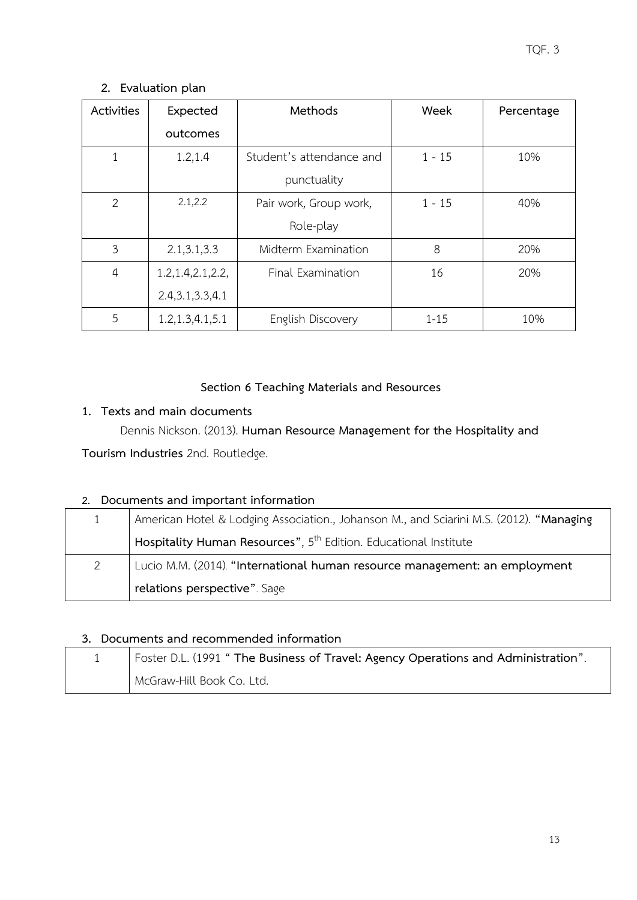## 2. Evaluation plan

| Activities | Expected outcomes | Methods | Week | Percentage |
|---|---|---|---|---|
| 1 | 1.2,1.4 | Student's attendance and punctuality | 1 - 15 | 10% |
| 2 | 2.1,2.2 | Pair work, Group work, Role-play | 1 - 15 | 40% |
| 3 | 2.1,3.1,3.3 | Midterm Examination | 8 | 20% |
| 4 | 1.2,1.4,2.1,2.2, 2.4,3.1,3.3,4.1 | Final Examination | 16 | 20% |
| 5 | 1.2,1.3,4.1,5.1 | English Discovery | 1-15 | 10% |

## Section 6 Teaching Materials and Resources

### 1. Texts and main documents

Dennis Nickson. (2013). **Human Resource Management for the Hospitality and Tourism Industries** 2nd. Routledge.

### 2. Documents and important information

| | |
|---|---|
| 1 | American Hotel & Lodging Association., Johanson M., and Sciarini M.S. (2012). **"Managing Hospitality Human Resources"**, 5th Edition. Educational Institute |
| 2 | Lucio M.M. (2014). **"International human resource management: an employment relations perspective"**. Sage |

### 3. Documents and recommended information

| | |
|---|---|
| 1 | Foster D.L. (1991 " **The Business of Travel: Agency Operations and Administration**". McGraw-Hill Book Co. Ltd. |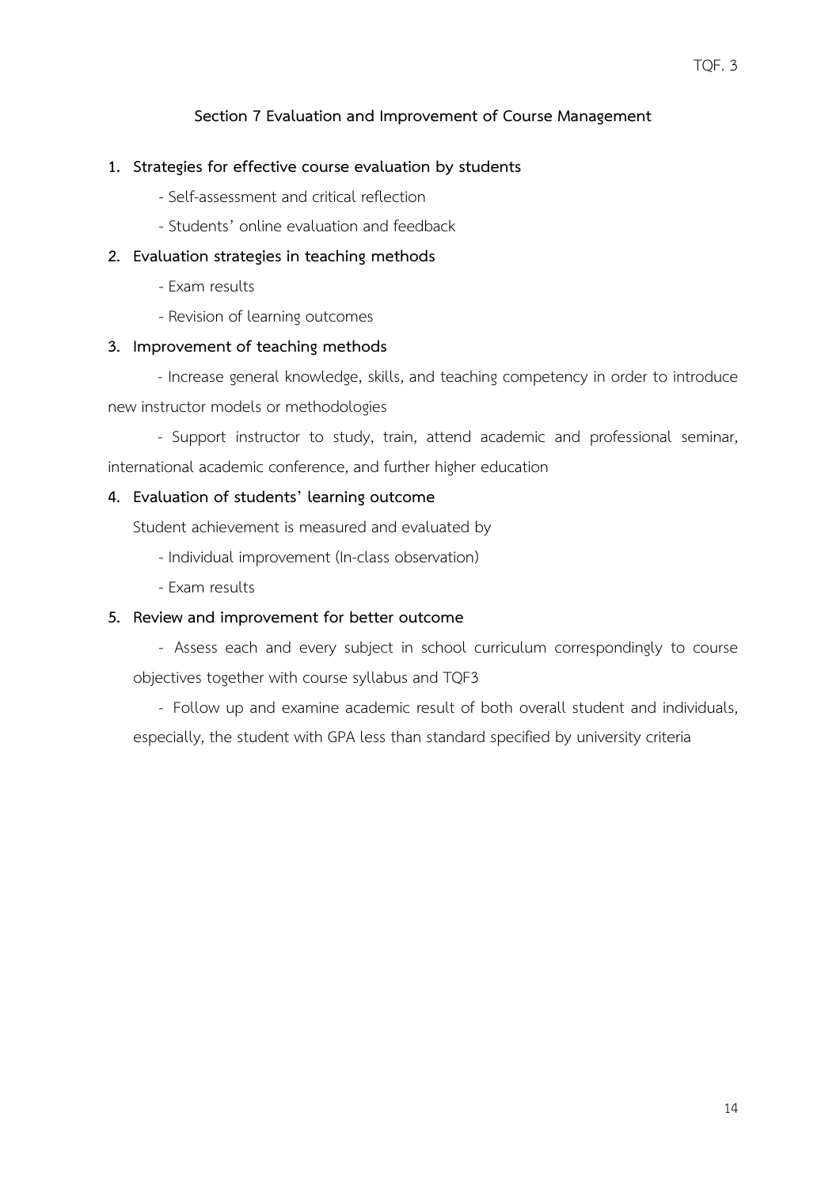## Section 7 Evaluation and Improvement of Course Management

1. **Strategies for effective course evaluation by students**

   - Self-assessment and critical reflection
   - Students' online evaluation and feedback

2. **Evaluation strategies in teaching methods**

   - Exam results
   - Revision of learning outcomes

3. **Improvement of teaching methods**

   - Increase general knowledge, skills, and teaching competency in order to introduce new instructor models or methodologies
   - Support instructor to study, train, attend academic and professional seminar, international academic conference, and further higher education

4. **Evaluation of students' learning outcome**

   Student achievement is measured and evaluated by

   - Individual improvement (In-class observation)
   - Exam results

5. **Review and improvement for better outcome**

   - Assess each and every subject in school curriculum correspondingly to course objectives together with course syllabus and TQF3
   - Follow up and examine academic result of both overall student and individuals, especially, the student with GPA less than standard specified by university criteria